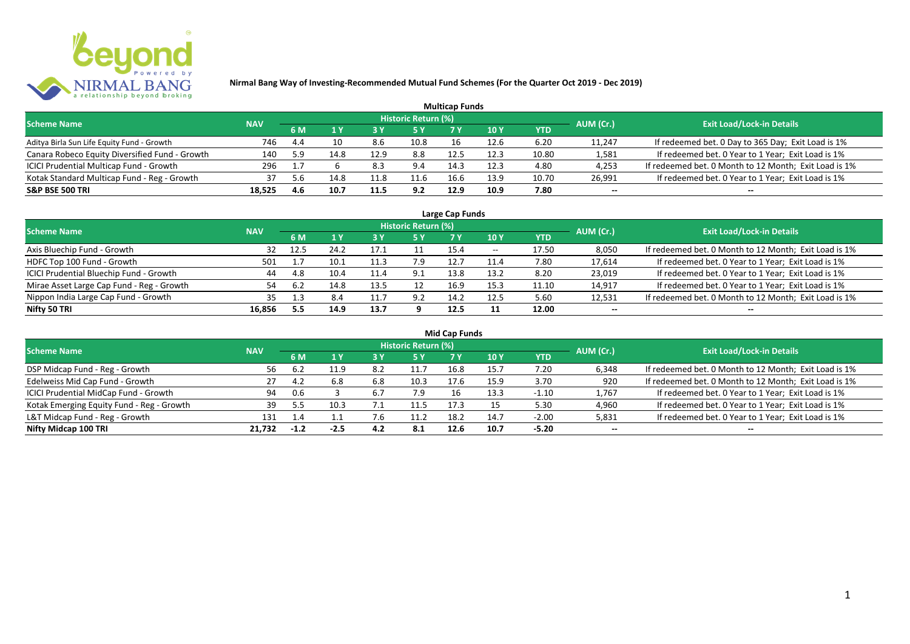# Nirmal Bang Way of Investing-Recommended Mutual Fund Schemes (For the Quarter Oct 2019 - Dec 2019)

## Multicap Funds

| Scheme Name | NAV | Historic Return (%) | | | | | | | AUM (Cr.) | Exit Load/Lock-in Details |
|---|---|---|---|---|---|---|---|---|---|---|
| | | 6 M | 1 Y | 3 Y | 5 Y | 7 Y | 10 Y | YTD | | |
| Aditya Birla Sun Life Equity Fund - Growth | 746 | 4.4 | 10 | 8.6 | 10.8 | 16 | 12.6 | 6.20 | 11,247 | If redeemed bet. 0 Day to 365 Day; Exit Load is 1% |
| Canara Robeco Equity Diversified Fund - Growth | 140 | 5.9 | 14.8 | 12.9 | 8.8 | 12.5 | 12.3 | 10.80 | 1,581 | If redeemed bet. 0 Year to 1 Year; Exit Load is 1% |
| ICICI Prudential Multicap Fund - Growth | 296 | 1.7 | 6 | 8.3 | 9.4 | 14.3 | 12.3 | 4.80 | 4,253 | If redeemed bet. 0 Month to 12 Month; Exit Load is 1% |
| Kotak Standard Multicap Fund - Reg - Growth | 37 | 5.6 | 14.8 | 11.8 | 11.6 | 16.6 | 13.9 | 10.70 | 26,991 | If redeemed bet. 0 Year to 1 Year; Exit Load is 1% |
| **S&P BSE 500 TRI** | **18,525** | **4.6** | **10.7** | **11.5** | **9.2** | **12.9** | **10.9** | **7.80** | -- | -- |

## Large Cap Funds

| Scheme Name | NAV | Historic Return (%) | | | | | | | AUM (Cr.) | Exit Load/Lock-in Details |
|---|---|---|---|---|---|---|---|---|---|---|
| | | 6 M | 1 Y | 3 Y | 5 Y | 7 Y | 10 Y | YTD | | |
| Axis Bluechip Fund - Growth | 32 | 12.5 | 24.2 | 17.1 | 11 | 15.4 | -- | 17.50 | 8,050 | If redeemed bet. 0 Month to 12 Month; Exit Load is 1% |
| HDFC Top 100 Fund - Growth | 501 | 1.7 | 10.1 | 11.3 | 7.9 | 12.7 | 11.4 | 7.80 | 17,614 | If redeemed bet. 0 Year to 1 Year; Exit Load is 1% |
| ICICI Prudential Bluechip Fund - Growth | 44 | 4.8 | 10.4 | 11.4 | 9.1 | 13.8 | 13.2 | 8.20 | 23,019 | If redeemed bet. 0 Year to 1 Year; Exit Load is 1% |
| Mirae Asset Large Cap Fund - Reg - Growth | 54 | 6.2 | 14.8 | 13.5 | 12 | 16.9 | 15.3 | 11.10 | 14,917 | If redeemed bet. 0 Year to 1 Year; Exit Load is 1% |
| Nippon India Large Cap Fund - Growth | 35 | 1.3 | 8.4 | 11.7 | 9.2 | 14.2 | 12.5 | 5.60 | 12,531 | If redeemed bet. 0 Month to 12 Month; Exit Load is 1% |
| **Nifty 50 TRI** | **16,856** | **5.5** | **14.9** | **13.7** | **9** | **12.5** | **11** | **12.00** | -- | -- |

## Mid Cap Funds

| Scheme Name | NAV | Historic Return (%) | | | | | | | AUM (Cr.) | Exit Load/Lock-in Details |
|---|---|---|---|---|---|---|---|---|---|---|
| | | 6 M | 1 Y | 3 Y | 5 Y | 7 Y | 10 Y | YTD | | |
| DSP Midcap Fund - Reg - Growth | 56 | 6.2 | 11.9 | 8.2 | 11.7 | 16.8 | 15.7 | 7.20 | 6,348 | If redeemed bet. 0 Month to 12 Month; Exit Load is 1% |
| Edelweiss Mid Cap Fund - Growth | 27 | 4.2 | 6.8 | 6.8 | 10.3 | 17.6 | 15.9 | 3.70 | 920 | If redeemed bet. 0 Month to 12 Month; Exit Load is 1% |
| ICICI Prudential MidCap Fund - Growth | 94 | 0.6 | 3 | 6.7 | 7.9 | 16 | 13.3 | -1.10 | 1,767 | If redeemed bet. 0 Year to 1 Year; Exit Load is 1% |
| Kotak Emerging Equity Fund - Reg - Growth | 39 | 5.5 | 10.3 | 7.1 | 11.5 | 17.3 | 15 | 5.30 | 4,960 | If redeemed bet. 0 Year to 1 Year; Exit Load is 1% |
| L&T Midcap Fund - Reg - Growth | 131 | 1.4 | 1.1 | 7.6 | 11.2 | 18.2 | 14.7 | -2.00 | 5,831 | If redeemed bet. 0 Year to 1 Year; Exit Load is 1% |
| **Nifty Midcap 100 TRI** | **21,732** | **-1.2** | **-2.5** | **4.2** | **8.1** | **12.6** | **10.7** | **-5.20** | -- | -- |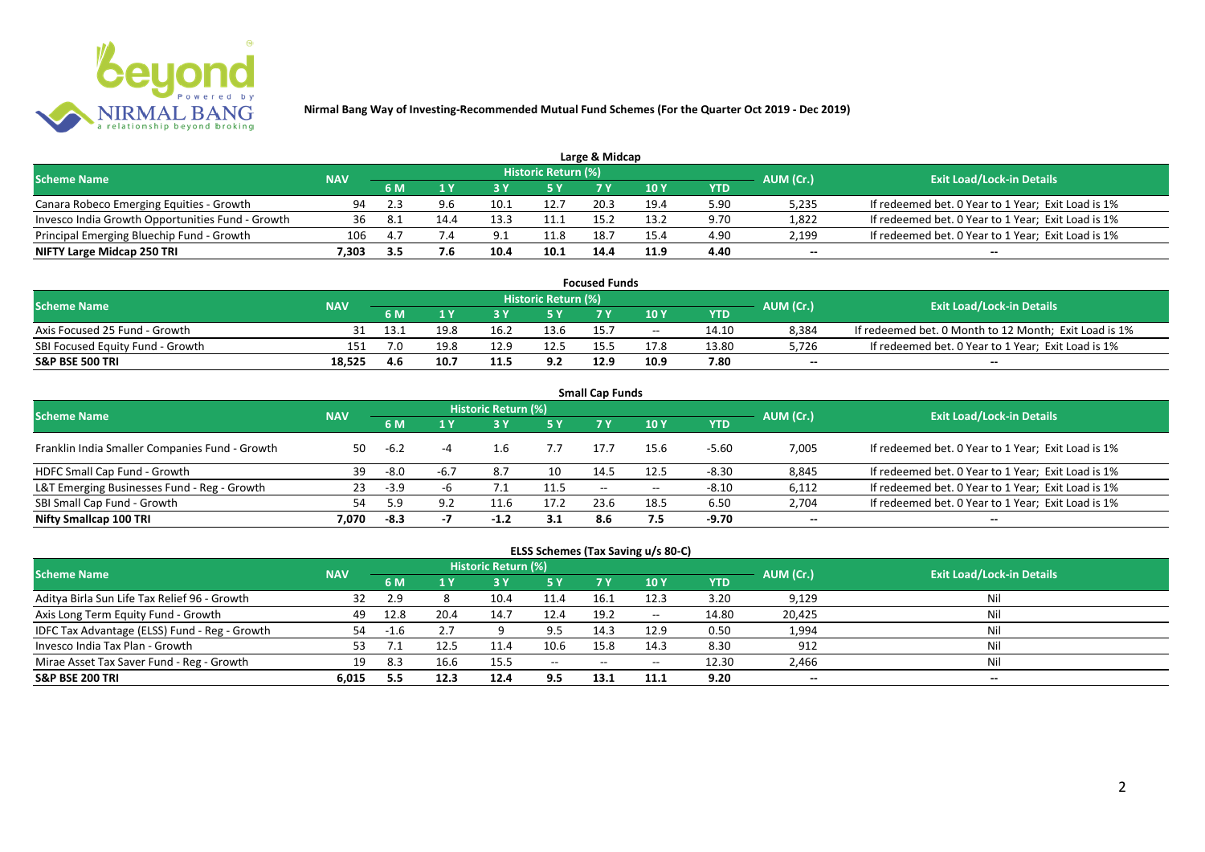# Nirmal Bang Way of Investing-Recommended Mutual Fund Schemes (For the Quarter Oct 2019 - Dec 2019)

## Large & Midcap

| Scheme Name | NAV | Historic Return (%) | | | | | | | AUM (Cr.) | Exit Load/Lock-in Details |
|---|---|---|---|---|---|---|---|---|---|---|
| | | 6 M | 1 Y | 3 Y | 5 Y | 7 Y | 10 Y | YTD | | |
| Canara Robeco Emerging Equities - Growth | 94 | 2.3 | 9.6 | 10.1 | 12.7 | 20.3 | 19.4 | 5.90 | 5,235 | If redeemed bet. 0 Year to 1 Year; Exit Load is 1% |
| Invesco India Growth Opportunities Fund - Growth | 36 | 8.1 | 14.4 | 13.3 | 11.1 | 15.2 | 13.2 | 9.70 | 1,822 | If redeemed bet. 0 Year to 1 Year; Exit Load is 1% |
| Principal Emerging Bluechip Fund - Growth | 106 | 4.7 | 7.4 | 9.1 | 11.8 | 18.7 | 15.4 | 4.90 | 2,199 | If redeemed bet. 0 Year to 1 Year; Exit Load is 1% |
| **NIFTY Large Midcap 250 TRI** | **7,303** | **3.5** | **7.6** | **10.4** | **10.1** | **14.4** | **11.9** | **4.40** | **--** | **--** |

## Focused Funds

| Scheme Name | NAV | Historic Return (%) | | | | | | | AUM (Cr.) | Exit Load/Lock-in Details |
|---|---|---|---|---|---|---|---|---|---|---|
| | | 6 M | 1 Y | 3 Y | 5 Y | 7 Y | 10 Y | YTD | | |
| Axis Focused 25 Fund - Growth | 31 | 13.1 | 19.8 | 16.2 | 13.6 | 15.7 | -- | 14.10 | 8,384 | If redeemed bet. 0 Month to 12 Month; Exit Load is 1% |
| SBI Focused Equity Fund - Growth | 151 | 7.0 | 19.8 | 12.9 | 12.5 | 15.5 | 17.8 | 13.80 | 5,726 | If redeemed bet. 0 Year to 1 Year; Exit Load is 1% |
| **S&P BSE 500 TRI** | **18,525** | **4.6** | **10.7** | **11.5** | **9.2** | **12.9** | **10.9** | **7.80** | **--** | **--** |

## Small Cap Funds

| Scheme Name | NAV | Historic Return (%) | | | | | | | AUM (Cr.) | Exit Load/Lock-in Details |
|---|---|---|---|---|---|---|---|---|---|---|
| | | 6 M | 1 Y | 3 Y | 5 Y | 7 Y | 10 Y | YTD | | |
| Franklin India Smaller Companies Fund - Growth | 50 | -6.2 | -4 | 1.6 | 7.7 | 17.7 | 15.6 | -5.60 | 7,005 | If redeemed bet. 0 Year to 1 Year; Exit Load is 1% |
| HDFC Small Cap Fund - Growth | 39 | -8.0 | -6.7 | 8.7 | 10 | 14.5 | 12.5 | -8.30 | 8,845 | If redeemed bet. 0 Year to 1 Year; Exit Load is 1% |
| L&T Emerging Businesses Fund - Reg - Growth | 23 | -3.9 | -6 | 7.1 | 11.5 | -- | -- | -8.10 | 6,112 | If redeemed bet. 0 Year to 1 Year; Exit Load is 1% |
| SBI Small Cap Fund - Growth | 54 | 5.9 | 9.2 | 11.6 | 17.2 | 23.6 | 18.5 | 6.50 | 2,704 | If redeemed bet. 0 Year to 1 Year; Exit Load is 1% |
| **Nifty Smallcap 100 TRI** | **7,070** | **-8.3** | **-7** | **-1.2** | **3.1** | **8.6** | **7.5** | **-9.70** | **--** | **--** |

## ELSS Schemes (Tax Saving u/s 80-C)

| Scheme Name | NAV | Historic Return (%) | | | | | | | AUM (Cr.) | Exit Load/Lock-in Details |
|---|---|---|---|---|---|---|---|---|---|---|
| | | 6 M | 1 Y | 3 Y | 5 Y | 7 Y | 10 Y | YTD | | |
| Aditya Birla Sun Life Tax Relief 96 - Growth | 32 | 2.9 | 8 | 10.4 | 11.4 | 16.1 | 12.3 | 3.20 | 9,129 | Nil |
| Axis Long Term Equity Fund - Growth | 49 | 12.8 | 20.4 | 14.7 | 12.4 | 19.2 | -- | 14.80 | 20,425 | Nil |
| IDFC Tax Advantage (ELSS) Fund - Reg - Growth | 54 | -1.6 | 2.7 | 9 | 9.5 | 14.3 | 12.9 | 0.50 | 1,994 | Nil |
| Invesco India Tax Plan - Growth | 53 | 7.1 | 12.5 | 11.4 | 10.6 | 15.8 | 14.3 | 8.30 | 912 | Nil |
| Mirae Asset Tax Saver Fund - Reg - Growth | 19 | 8.3 | 16.6 | 15.5 | -- | -- | -- | 12.30 | 2,466 | Nil |
| **S&P BSE 200 TRI** | **6,015** | **5.5** | **12.3** | **12.4** | **9.5** | **13.1** | **11.1** | **9.20** | **--** | **--** |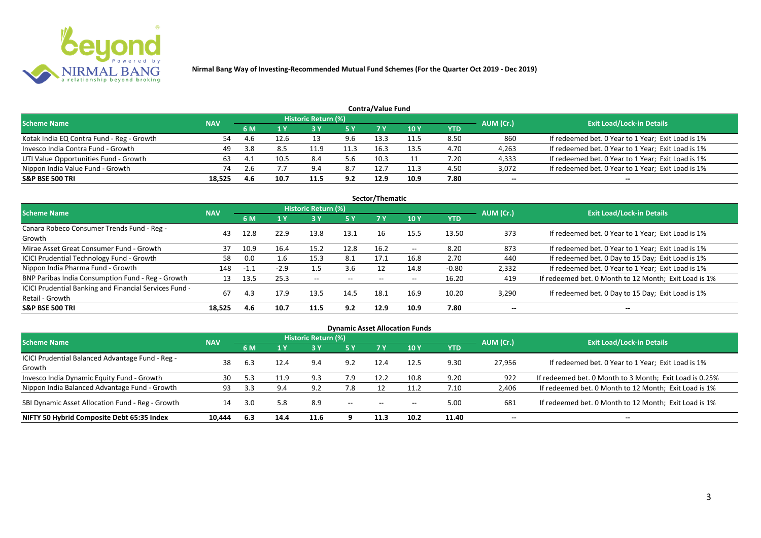Nirmal Bang Way of Investing-Recommended Mutual Fund Schemes (For the Quarter Oct 2019 - Dec 2019)

## Contra/Value Fund

| Scheme Name | NAV | Historic Return (%) | | | | | | | AUM (Cr.) | Exit Load/Lock-in Details |
|---|---|---|---|---|---|---|---|---|---|---|
| | | 6 M | 1 Y | 3 Y | 5 Y | 7 Y | 10 Y | YTD | | |
| Kotak India EQ Contra Fund - Reg - Growth | 54 | 4.6 | 12.6 | 13 | 9.6 | 13.3 | 11.5 | 8.50 | 860 | If redeemed bet. 0 Year to 1 Year; Exit Load is 1% |
| Invesco India Contra Fund - Growth | 49 | 3.8 | 8.5 | 11.9 | 11.3 | 16.3 | 13.5 | 4.70 | 4,263 | If redeemed bet. 0 Year to 1 Year; Exit Load is 1% |
| UTI Value Opportunities Fund - Growth | 63 | 4.1 | 10.5 | 8.4 | 5.6 | 10.3 | 11 | 7.20 | 4,333 | If redeemed bet. 0 Year to 1 Year; Exit Load is 1% |
| Nippon India Value Fund - Growth | 74 | 2.6 | 7.7 | 9.4 | 8.7 | 12.7 | 11.3 | 4.50 | 3,072 | If redeemed bet. 0 Year to 1 Year; Exit Load is 1% |
| **S&P BSE 500 TRI** | **18,525** | **4.6** | **10.7** | **11.5** | **9.2** | **12.9** | **10.9** | **7.80** | **--** | **--** |

## Sector/Thematic

| Scheme Name | NAV | Historic Return (%) | | | | | | | AUM (Cr.) | Exit Load/Lock-in Details |
|---|---|---|---|---|---|---|---|---|---|---|
| | | 6 M | 1 Y | 3 Y | 5 Y | 7 Y | 10 Y | YTD | | |
| Canara Robeco Consumer Trends Fund - Reg - Growth | 43 | 12.8 | 22.9 | 13.8 | 13.1 | 16 | 15.5 | 13.50 | 373 | If redeemed bet. 0 Year to 1 Year; Exit Load is 1% |
| Mirae Asset Great Consumer Fund - Growth | 37 | 10.9 | 16.4 | 15.2 | 12.8 | 16.2 | -- | 8.20 | 873 | If redeemed bet. 0 Year to 1 Year; Exit Load is 1% |
| ICICI Prudential Technology Fund - Growth | 58 | 0.0 | 1.6 | 15.3 | 8.1 | 17.1 | 16.8 | 2.70 | 440 | If redeemed bet. 0 Day to 15 Day; Exit Load is 1% |
| Nippon India Pharma Fund - Growth | 148 | -1.1 | -2.9 | 1.5 | 3.6 | 12 | 14.8 | -0.80 | 2,332 | If redeemed bet. 0 Year to 1 Year; Exit Load is 1% |
| BNP Paribas India Consumption Fund - Reg - Growth | 13 | 13.5 | 25.3 | -- | -- | -- | -- | 16.20 | 419 | If redeemed bet. 0 Month to 12 Month; Exit Load is 1% |
| ICICI Prudential Banking and Financial Services Fund - Retail - Growth | 67 | 4.3 | 17.9 | 13.5 | 14.5 | 18.1 | 16.9 | 10.20 | 3,290 | If redeemed bet. 0 Day to 15 Day; Exit Load is 1% |
| **S&P BSE 500 TRI** | **18,525** | **4.6** | **10.7** | **11.5** | **9.2** | **12.9** | **10.9** | **7.80** | **--** | **--** |

## Dynamic Asset Allocation Funds

| Scheme Name | NAV | Historic Return (%) | | | | | | | AUM (Cr.) | Exit Load/Lock-in Details |
|---|---|---|---|---|---|---|---|---|---|---|
| | | 6 M | 1 Y | 3 Y | 5 Y | 7 Y | 10 Y | YTD | | |
| ICICI Prudential Balanced Advantage Fund - Reg - Growth | 38 | 6.3 | 12.4 | 9.4 | 9.2 | 12.4 | 12.5 | 9.30 | 27,956 | If redeemed bet. 0 Year to 1 Year; Exit Load is 1% |
| Invesco India Dynamic Equity Fund - Growth | 30 | 5.3 | 11.9 | 9.3 | 7.9 | 12.2 | 10.8 | 9.20 | 922 | If redeemed bet. 0 Month to 3 Month; Exit Load is 0.25% |
| Nippon India Balanced Advantage Fund - Growth | 93 | 3.3 | 9.4 | 9.2 | 7.8 | 12 | 11.2 | 7.10 | 2,406 | If redeemed bet. 0 Month to 12 Month; Exit Load is 1% |
| SBI Dynamic Asset Allocation Fund - Reg - Growth | 14 | 3.0 | 5.8 | 8.9 | -- | -- | -- | 5.00 | 681 | If redeemed bet. 0 Month to 12 Month; Exit Load is 1% |
| **NIFTY 50 Hybrid Composite Debt 65:35 Index** | **10,444** | **6.3** | **14.4** | **11.6** | **9** | **11.3** | **10.2** | **11.40** | **--** | **--** |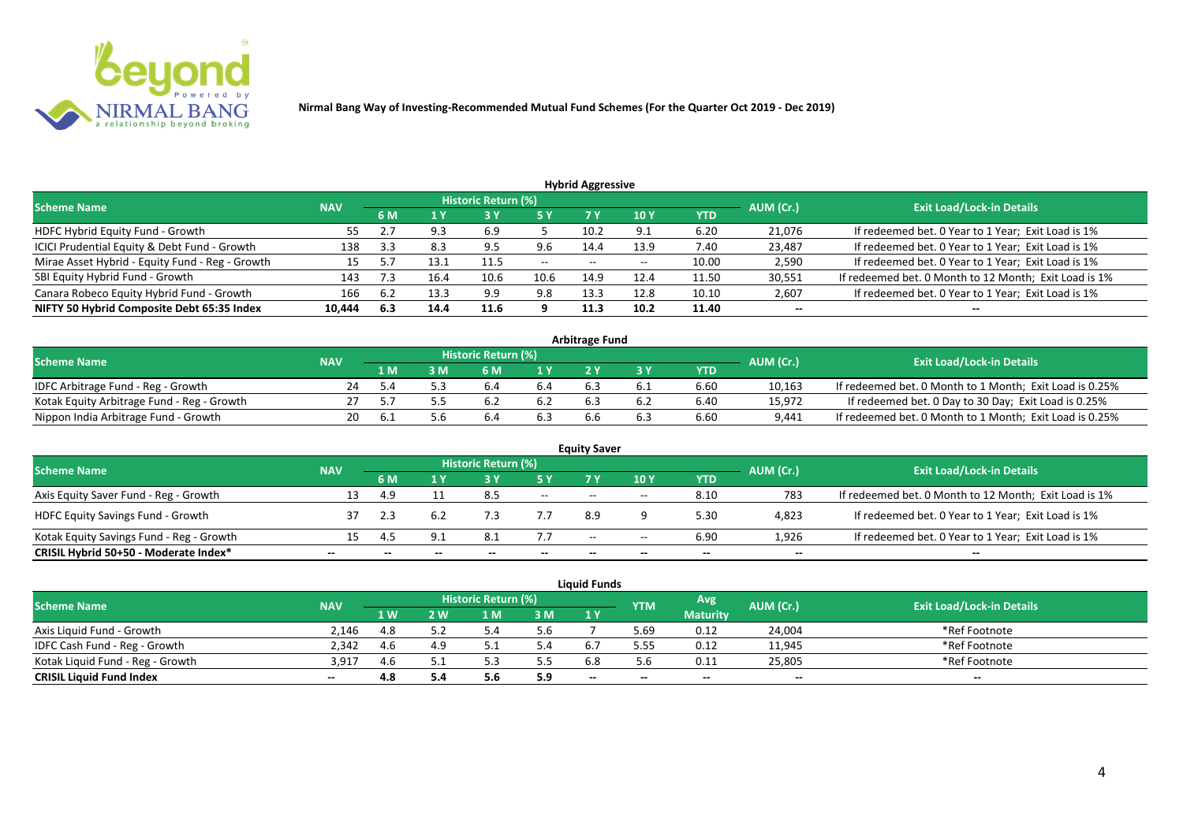**Nirmal Bang Way of Investing-Recommended Mutual Fund Schemes (For the Quarter Oct 2019 - Dec 2019)**

### Hybrid Aggressive

| Scheme Name | NAV | Historic Return (%) | | | | | | | AUM (Cr.) | Exit Load/Lock-in Details |
|---|---|---|---|---|---|---|---|---|---|---|
| | | 6 M | 1 Y | 3 Y | 5 Y | 7 Y | 10 Y | YTD | | |
| HDFC Hybrid Equity Fund - Growth | 55 | 2.7 | 9.3 | 6.9 | 5 | 10.2 | 9.1 | 6.20 | 21,076 | If redeemed bet. 0 Year to 1 Year; Exit Load is 1% |
| ICICI Prudential Equity & Debt Fund - Growth | 138 | 3.3 | 8.3 | 9.5 | 9.6 | 14.4 | 13.9 | 7.40 | 23,487 | If redeemed bet. 0 Year to 1 Year; Exit Load is 1% |
| Mirae Asset Hybrid - Equity Fund - Reg - Growth | 15 | 5.7 | 13.1 | 11.5 | -- | -- | -- | 10.00 | 2,590 | If redeemed bet. 0 Year to 1 Year; Exit Load is 1% |
| SBI Equity Hybrid Fund - Growth | 143 | 7.3 | 16.4 | 10.6 | 10.6 | 14.9 | 12.4 | 11.50 | 30,551 | If redeemed bet. 0 Month to 12 Month; Exit Load is 1% |
| Canara Robeco Equity Hybrid Fund - Growth | 166 | 6.2 | 13.3 | 9.9 | 9.8 | 13.3 | 12.8 | 10.10 | 2,607 | If redeemed bet. 0 Year to 1 Year; Exit Load is 1% |
| **NIFTY 50 Hybrid Composite Debt 65:35 Index** | **10,444** | **6.3** | **14.4** | **11.6** | **9** | **11.3** | **10.2** | **11.40** | **--** | **--** |

### Arbitrage Fund

| Scheme Name | NAV | Historic Return (%) | | | | | | | AUM (Cr.) | Exit Load/Lock-in Details |
|---|---|---|---|---|---|---|---|---|---|---|
| | | 1 M | 3 M | 6 M | 1 Y | 2 Y | 3 Y | YTD | | |
| IDFC Arbitrage Fund - Reg - Growth | 24 | 5.4 | 5.3 | 6.4 | 6.4 | 6.3 | 6.1 | 6.60 | 10,163 | If redeemed bet. 0 Month to 1 Month; Exit Load is 0.25% |
| Kotak Equity Arbitrage Fund - Reg - Growth | 27 | 5.7 | 5.5 | 6.2 | 6.2 | 6.3 | 6.2 | 6.40 | 15,972 | If redeemed bet. 0 Day to 30 Day; Exit Load is 0.25% |
| Nippon India Arbitrage Fund - Growth | 20 | 6.1 | 5.6 | 6.4 | 6.3 | 6.6 | 6.3 | 6.60 | 9,441 | If redeemed bet. 0 Month to 1 Month; Exit Load is 0.25% |

### Equity Saver

| Scheme Name | NAV | Historic Return (%) | | | | | | | AUM (Cr.) | Exit Load/Lock-in Details |
|---|---|---|---|---|---|---|---|---|---|---|
| | | 6 M | 1 Y | 3 Y | 5 Y | 7 Y | 10 Y | YTD | | |
| Axis Equity Saver Fund - Reg - Growth | 13 | 4.9 | 11 | 8.5 | -- | -- | -- | 8.10 | 783 | If redeemed bet. 0 Month to 12 Month; Exit Load is 1% |
| HDFC Equity Savings Fund - Growth | 37 | 2.3 | 6.2 | 7.3 | 7.7 | 8.9 | 9 | 5.30 | 4,823 | If redeemed bet. 0 Year to 1 Year; Exit Load is 1% |
| Kotak Equity Savings Fund - Reg - Growth | 15 | 4.5 | 9.1 | 8.1 | 7.7 | -- | -- | 6.90 | 1,926 | If redeemed bet. 0 Year to 1 Year; Exit Load is 1% |
| **CRISIL Hybrid 50+50 - Moderate Index*** | **--** | **--** | **--** | **--** | **--** | **--** | **--** | **--** | **--** | **--** |

### Liquid Funds

| Scheme Name | NAV | Historic Return (%) | | | | | YTM | Avg Maturity | AUM (Cr.) | Exit Load/Lock-in Details |
|---|---|---|---|---|---|---|---|---|---|---|
| | | 1 W | 2 W | 1 M | 3 M | 1 Y | | | | |
| Axis Liquid Fund - Growth | 2,146 | 4.8 | 5.2 | 5.4 | 5.6 | 7 | 5.69 | 0.12 | 24,004 | *Ref Footnote |
| IDFC Cash Fund - Reg - Growth | 2,342 | 4.6 | 4.9 | 5.1 | 5.4 | 6.7 | 5.55 | 0.12 | 11,945 | *Ref Footnote |
| Kotak Liquid Fund - Reg - Growth | 3,917 | 4.6 | 5.1 | 5.3 | 5.5 | 6.8 | 5.6 | 0.11 | 25,805 | *Ref Footnote |
| **CRISIL Liquid Fund Index** | **--** | **4.8** | **5.4** | **5.6** | **5.9** | **--** | **--** | **--** | **--** | **--** |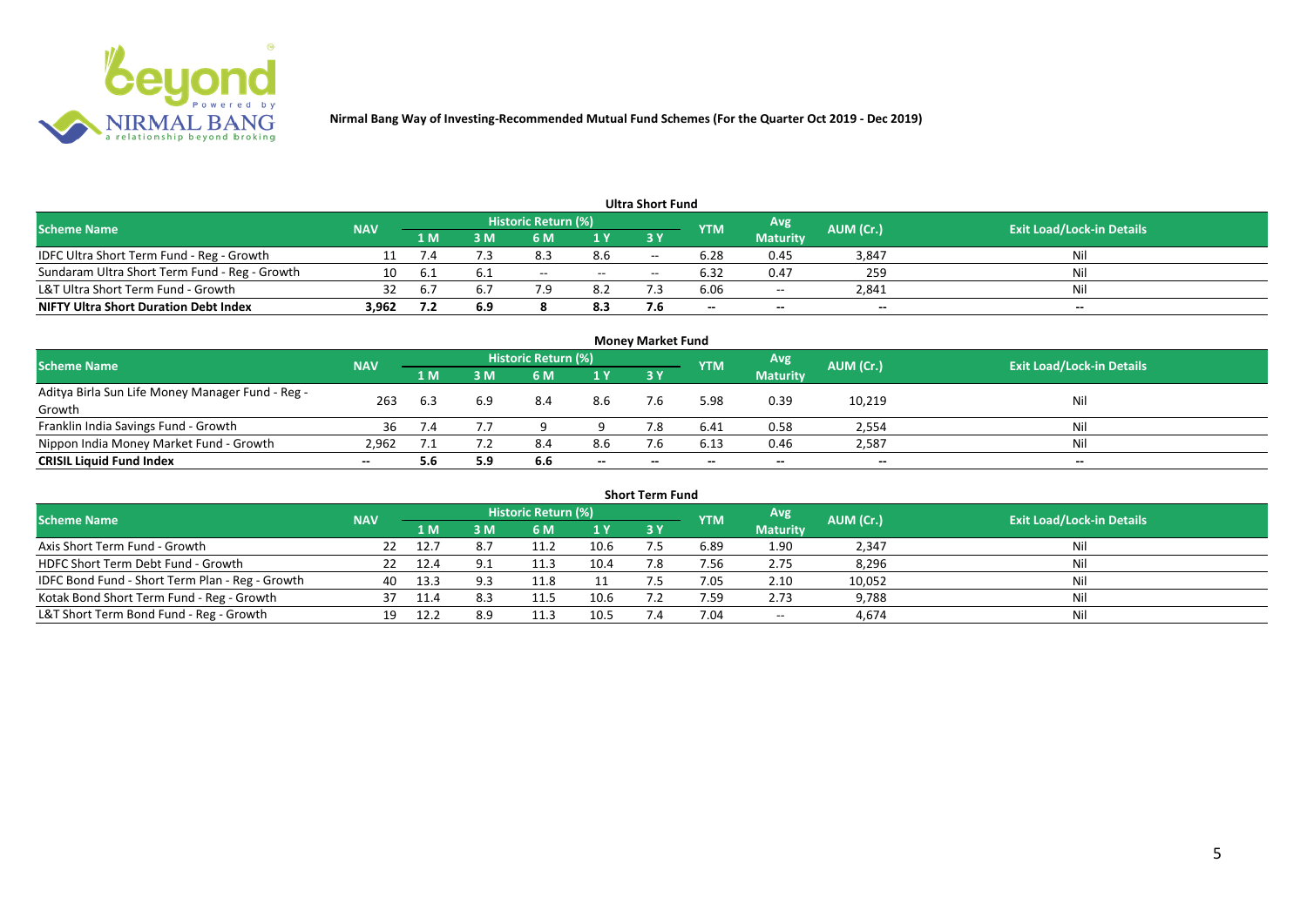Nirmal Bang Way of Investing-Recommended Mutual Fund Schemes (For the Quarter Oct 2019 - Dec 2019)

## Ultra Short Fund

| Scheme Name | NAV | Historic Return (%) | | | | | YTM | Avg Maturity | AUM (Cr.) | Exit Load/Lock-in Details |
|---|---|---|---|---|---|---|---|---|---|---|
| | | 1 M | 3 M | 6 M | 1 Y | 3 Y | | | | |
| IDFC Ultra Short Term Fund - Reg - Growth | 11 | 7.4 | 7.3 | 8.3 | 8.6 | -- | 6.28 | 0.45 | 3,847 | Nil |
| Sundaram Ultra Short Term Fund - Reg - Growth | 10 | 6.1 | 6.1 | -- | -- | -- | 6.32 | 0.47 | 259 | Nil |
| L&T Ultra Short Term Fund - Growth | 32 | 6.7 | 6.7 | 7.9 | 8.2 | 7.3 | 6.06 | -- | 2,841 | Nil |
| **NIFTY Ultra Short Duration Debt Index** | **3,962** | **7.2** | **6.9** | **8** | **8.3** | **7.6** | **--** | **--** | **--** | **--** |

## Money Market Fund

| Scheme Name | NAV | Historic Return (%) | | | | | YTM | Avg Maturity | AUM (Cr.) | Exit Load/Lock-in Details |
|---|---|---|---|---|---|---|---|---|---|---|
| | | 1 M | 3 M | 6 M | 1 Y | 3 Y | | | | |
| Aditya Birla Sun Life Money Manager Fund - Reg - Growth | 263 | 6.3 | 6.9 | 8.4 | 8.6 | 7.6 | 5.98 | 0.39 | 10,219 | Nil |
| Franklin India Savings Fund - Growth | 36 | 7.4 | 7.7 | 9 | 9 | 7.8 | 6.41 | 0.58 | 2,554 | Nil |
| Nippon India Money Market Fund - Growth | 2,962 | 7.1 | 7.2 | 8.4 | 8.6 | 7.6 | 6.13 | 0.46 | 2,587 | Nil |
| **CRISIL Liquid Fund Index** | **--** | **5.6** | **5.9** | **6.6** | **--** | **--** | **--** | **--** | **--** | **--** |

## Short Term Fund

| Scheme Name | NAV | Historic Return (%) | | | | | YTM | Avg Maturity | AUM (Cr.) | Exit Load/Lock-in Details |
|---|---|---|---|---|---|---|---|---|---|---|
| | | 1 M | 3 M | 6 M | 1 Y | 3 Y | | | | |
| Axis Short Term Fund - Growth | 22 | 12.7 | 8.7 | 11.2 | 10.6 | 7.5 | 6.89 | 1.90 | 2,347 | Nil |
| HDFC Short Term Debt Fund - Growth | 22 | 12.4 | 9.1 | 11.3 | 10.4 | 7.8 | 7.56 | 2.75 | 8,296 | Nil |
| IDFC Bond Fund - Short Term Plan - Reg - Growth | 40 | 13.3 | 9.3 | 11.8 | 11 | 7.5 | 7.05 | 2.10 | 10,052 | Nil |
| Kotak Bond Short Term Fund - Reg - Growth | 37 | 11.4 | 8.3 | 11.5 | 10.6 | 7.2 | 7.59 | 2.73 | 9,788 | Nil |
| L&T Short Term Bond Fund - Reg - Growth | 19 | 12.2 | 8.9 | 11.3 | 10.5 | 7.4 | 7.04 | -- | 4,674 | Nil |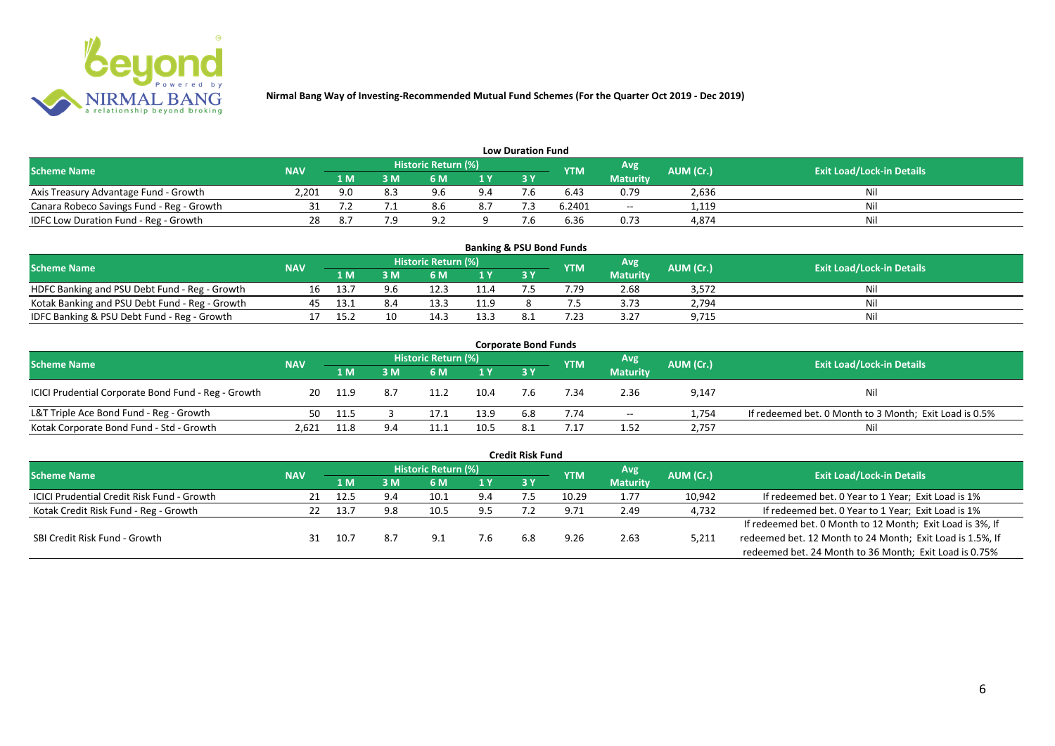**Nirmal Bang Way of Investing-Recommended Mutual Fund Schemes (For the Quarter Oct 2019 - Dec 2019)**

## Low Duration Fund

| Scheme Name | NAV | Historic Return (%) | | | | | YTM | Avg Maturity | AUM (Cr.) | Exit Load/Lock-in Details |
|---|---|---|---|---|---|---|---|---|---|---|
| | | 1 M | 3 M | 6 M | 1 Y | 3 Y | | | | |
| Axis Treasury Advantage Fund - Growth | 2,201 | 9.0 | 8.3 | 9.6 | 9.4 | 7.6 | 6.43 | 0.79 | 2,636 | Nil |
| Canara Robeco Savings Fund - Reg - Growth | 31 | 7.2 | 7.1 | 8.6 | 8.7 | 7.3 | 6.2401 | -- | 1,119 | Nil |
| IDFC Low Duration Fund - Reg - Growth | 28 | 8.7 | 7.9 | 9.2 | 9 | 7.6 | 6.36 | 0.73 | 4,874 | Nil |

## Banking & PSU Bond Funds

| Scheme Name | NAV | Historic Return (%) | | | | | YTM | Avg Maturity | AUM (Cr.) | Exit Load/Lock-in Details |
|---|---|---|---|---|---|---|---|---|---|---|
| | | 1 M | 3 M | 6 M | 1 Y | 3 Y | | | | |
| HDFC Banking and PSU Debt Fund - Reg - Growth | 16 | 13.7 | 9.6 | 12.3 | 11.4 | 7.5 | 7.79 | 2.68 | 3,572 | Nil |
| Kotak Banking and PSU Debt Fund - Reg - Growth | 45 | 13.1 | 8.4 | 13.3 | 11.9 | 8 | 7.5 | 3.73 | 2,794 | Nil |
| IDFC Banking & PSU Debt Fund - Reg - Growth | 17 | 15.2 | 10 | 14.3 | 13.3 | 8.1 | 7.23 | 3.27 | 9,715 | Nil |

## Corporate Bond Funds

| Scheme Name | NAV | Historic Return (%) | | | | | YTM | Avg Maturity | AUM (Cr.) | Exit Load/Lock-in Details |
|---|---|---|---|---|---|---|---|---|---|---|
| | | 1 M | 3 M | 6 M | 1 Y | 3 Y | | | | |
| ICICI Prudential Corporate Bond Fund - Reg - Growth | 20 | 11.9 | 8.7 | 11.2 | 10.4 | 7.6 | 7.34 | 2.36 | 9,147 | Nil |
| L&T Triple Ace Bond Fund - Reg - Growth | 50 | 11.5 | 3 | 17.1 | 13.9 | 6.8 | 7.74 | -- | 1,754 | If redeemed bet. 0 Month to 3 Month; Exit Load is 0.5% |
| Kotak Corporate Bond Fund - Std - Growth | 2,621 | 11.8 | 9.4 | 11.1 | 10.5 | 8.1 | 7.17 | 1.52 | 2,757 | Nil |

## Credit Risk Fund

| Scheme Name | NAV | Historic Return (%) | | | | | YTM | Avg Maturity | AUM (Cr.) | Exit Load/Lock-in Details |
|---|---|---|---|---|---|---|---|---|---|---|
| | | 1 M | 3 M | 6 M | 1 Y | 3 Y | | | | |
| ICICI Prudential Credit Risk Fund - Growth | 21 | 12.5 | 9.4 | 10.1 | 9.4 | 7.5 | 10.29 | 1.77 | 10,942 | If redeemed bet. 0 Year to 1 Year; Exit Load is 1% |
| Kotak Credit Risk Fund - Reg - Growth | 22 | 13.7 | 9.8 | 10.5 | 9.5 | 7.2 | 9.71 | 2.49 | 4,732 | If redeemed bet. 0 Year to 1 Year; Exit Load is 1% |
| SBI Credit Risk Fund - Growth | 31 | 10.7 | 8.7 | 9.1 | 7.6 | 6.8 | 9.26 | 2.63 | 5,211 | If redeemed bet. 0 Month to 12 Month; Exit Load is 3%, If redeemed bet. 12 Month to 24 Month; Exit Load is 1.5%, If redeemed bet. 24 Month to 36 Month; Exit Load is 0.75% |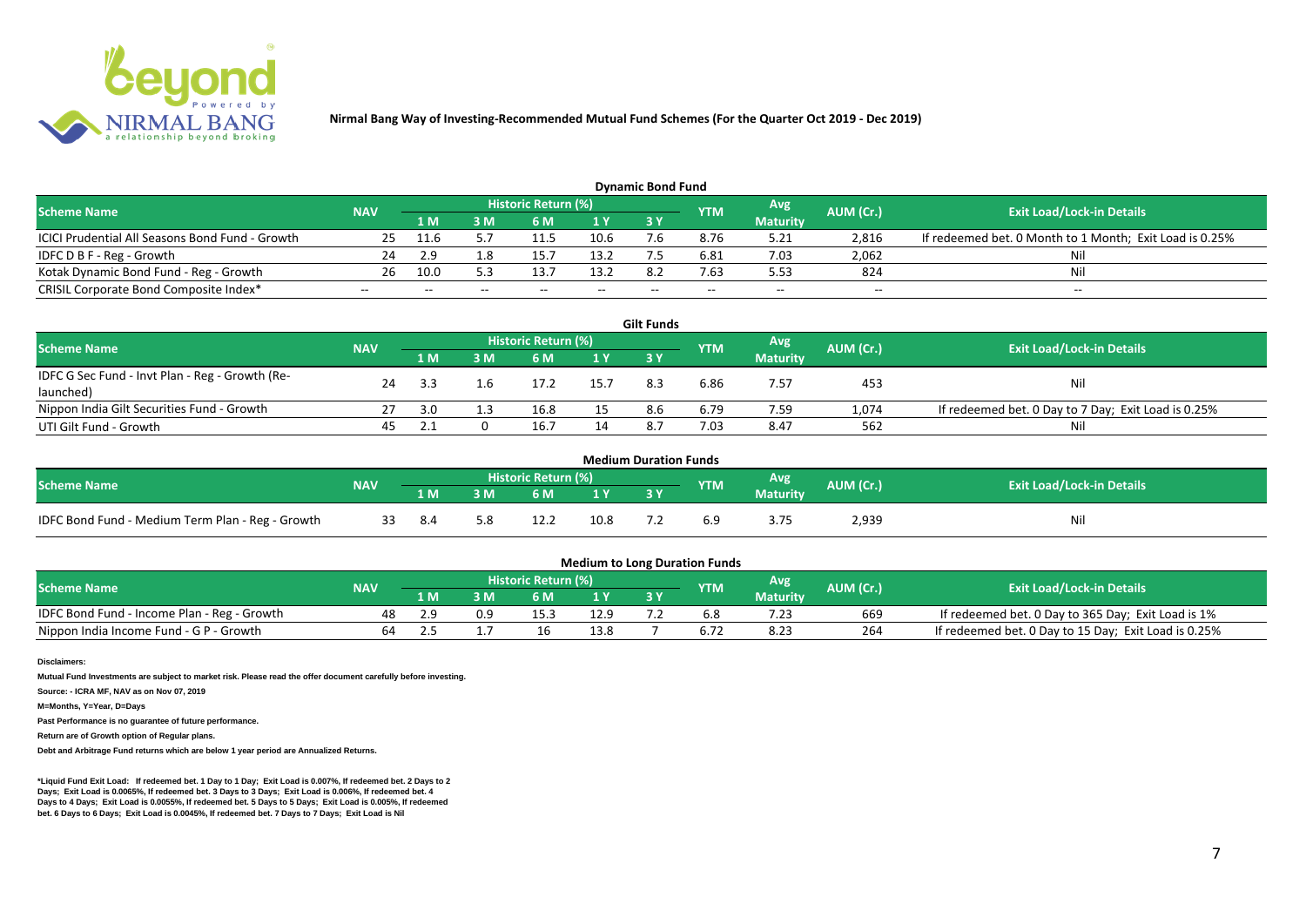**Nirmal Bang Way of Investing-Recommended Mutual Fund Schemes (For the Quarter Oct 2019 - Dec 2019)**

### Dynamic Bond Fund

| Scheme Name | NAV | Historic Return (%) | | | | | YTM | Avg Maturity | AUM (Cr.) | Exit Load/Lock-in Details |
|---|---|---|---|---|---|---|---|---|---|---|
| | | 1 M | 3 M | 6 M | 1 Y | 3 Y | | | | |
| ICICI Prudential All Seasons Bond Fund - Growth | 25 | 11.6 | 5.7 | 11.5 | 10.6 | 7.6 | 8.76 | 5.21 | 2,816 | If redeemed bet. 0 Month to 1 Month; Exit Load is 0.25% |
| IDFC D B F - Reg - Growth | 24 | 2.9 | 1.8 | 15.7 | 13.2 | 7.5 | 6.81 | 7.03 | 2,062 | Nil |
| Kotak Dynamic Bond Fund - Reg - Growth | 26 | 10.0 | 5.3 | 13.7 | 13.2 | 8.2 | 7.63 | 5.53 | 824 | Nil |
| CRISIL Corporate Bond Composite Index* | -- | -- | -- | -- | -- | -- | -- | -- | -- | -- |

### Gilt Funds

| Scheme Name | NAV | Historic Return (%) | | | | | YTM | Avg Maturity | AUM (Cr.) | Exit Load/Lock-in Details |
|---|---|---|---|---|---|---|---|---|---|---|
| | | 1 M | 3 M | 6 M | 1 Y | 3 Y | | | | |
| IDFC G Sec Fund - Invt Plan - Reg - Growth (Re-launched) | 24 | 3.3 | 1.6 | 17.2 | 15.7 | 8.3 | 6.86 | 7.57 | 453 | Nil |
| Nippon India Gilt Securities Fund - Growth | 27 | 3.0 | 1.3 | 16.8 | 15 | 8.6 | 6.79 | 7.59 | 1,074 | If redeemed bet. 0 Day to 7 Day; Exit Load is 0.25% |
| UTI Gilt Fund - Growth | 45 | 2.1 | 0 | 16.7 | 14 | 8.7 | 7.03 | 8.47 | 562 | Nil |

### Medium Duration Funds

| Scheme Name | NAV | Historic Return (%) | | | | | YTM | Avg Maturity | AUM (Cr.) | Exit Load/Lock-in Details |
|---|---|---|---|---|---|---|---|---|---|---|
| | | 1 M | 3 M | 6 M | 1 Y | 3 Y | | | | |
| IDFC Bond Fund - Medium Term Plan - Reg - Growth | 33 | 8.4 | 5.8 | 12.2 | 10.8 | 7.2 | 6.9 | 3.75 | 2,939 | Nil |

### Medium to Long Duration Funds

| Scheme Name | NAV | Historic Return (%) | | | | | YTM | Avg Maturity | AUM (Cr.) | Exit Load/Lock-in Details |
|---|---|---|---|---|---|---|---|---|---|---|
| | | 1 M | 3 M | 6 M | 1 Y | 3 Y | | | | |
| IDFC Bond Fund - Income Plan - Reg - Growth | 48 | 2.9 | 0.9 | 15.3 | 12.9 | 7.2 | 6.8 | 7.23 | 669 | If redeemed bet. 0 Day to 365 Day; Exit Load is 1% |
| Nippon India Income Fund - G P - Growth | 64 | 2.5 | 1.7 | 16 | 13.8 | 7 | 6.72 | 8.23 | 264 | If redeemed bet. 0 Day to 15 Day; Exit Load is 0.25% |

**Disclaimers:**

**Mutual Fund Investments are subject to market risk. Please read the offer document carefully before investing.**

**Source: - ICRA MF, NAV as on Nov 07, 2019**

**M=Months, Y=Year, D=Days**

**Past Performance is no guarantee of future performance.**

**Return are of Growth option of Regular plans.**

**Debt and Arbitrage Fund returns which are below 1 year period are Annualized Returns.**

***Liquid Fund Exit Load: If redeemed bet. 1 Day to 1 Day; Exit Load is 0.007%, If redeemed bet. 2 Days to 2 Days; Exit Load is 0.0065%, If redeemed bet. 3 Days to 3 Days; Exit Load is 0.006%, If redeemed bet. 4 Days to 4 Days; Exit Load is 0.0055%, If redeemed bet. 5 Days to 5 Days; Exit Load is 0.005%, If redeemed bet. 6 Days to 6 Days; Exit Load is 0.0045%, If redeemed bet. 7 Days to 7 Days; Exit Load is Nil**